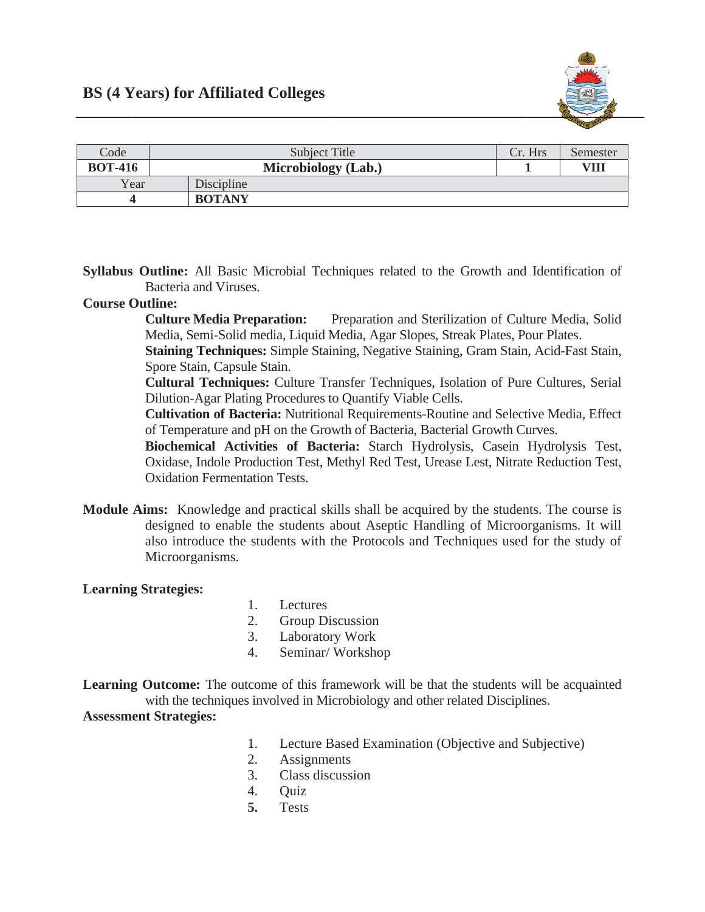# BS (4 Years) for Affiliated Colleges

| Code | Subject Title | Cr. Hrs | Semester |
|---|---|---|---|
| **BOT-416** | **Microbiology (Lab.)** | **1** | **VIII** |
| Year | Discipline | | |
| **4** | **BOTANY** | | |

**Syllabus Outline:** All Basic Microbial Techniques related to the Growth and Identification of Bacteria and Viruses.

**Course Outline:**

**Culture Media Preparation:** Preparation and Sterilization of Culture Media, Solid Media, Semi-Solid media, Liquid Media, Agar Slopes, Streak Plates, Pour Plates.

**Staining Techniques:** Simple Staining, Negative Staining, Gram Stain, Acid-Fast Stain, Spore Stain, Capsule Stain.

**Cultural Techniques:** Culture Transfer Techniques, Isolation of Pure Cultures, Serial Dilution-Agar Plating Procedures to Quantify Viable Cells.

**Cultivation of Bacteria:** Nutritional Requirements-Routine and Selective Media, Effect of Temperature and pH on the Growth of Bacteria, Bacterial Growth Curves.

**Biochemical Activities of Bacteria:** Starch Hydrolysis, Casein Hydrolysis Test, Oxidase, Indole Production Test, Methyl Red Test, Urease Lest, Nitrate Reduction Test, Oxidation Fermentation Tests.

**Module Aims:** Knowledge and practical skills shall be acquired by the students. The course is designed to enable the students about Aseptic Handling of Microorganisms. It will also introduce the students with the Protocols and Techniques used for the study of Microorganisms.

**Learning Strategies:**

1. Lectures
2. Group Discussion
3. Laboratory Work
4. Seminar/ Workshop

**Learning Outcome:** The outcome of this framework will be that the students will be acquainted with the techniques involved in Microbiology and other related Disciplines.

**Assessment Strategies:**

1. Lecture Based Examination (Objective and Subjective)
2. Assignments
3. Class discussion
4. Quiz
5. Tests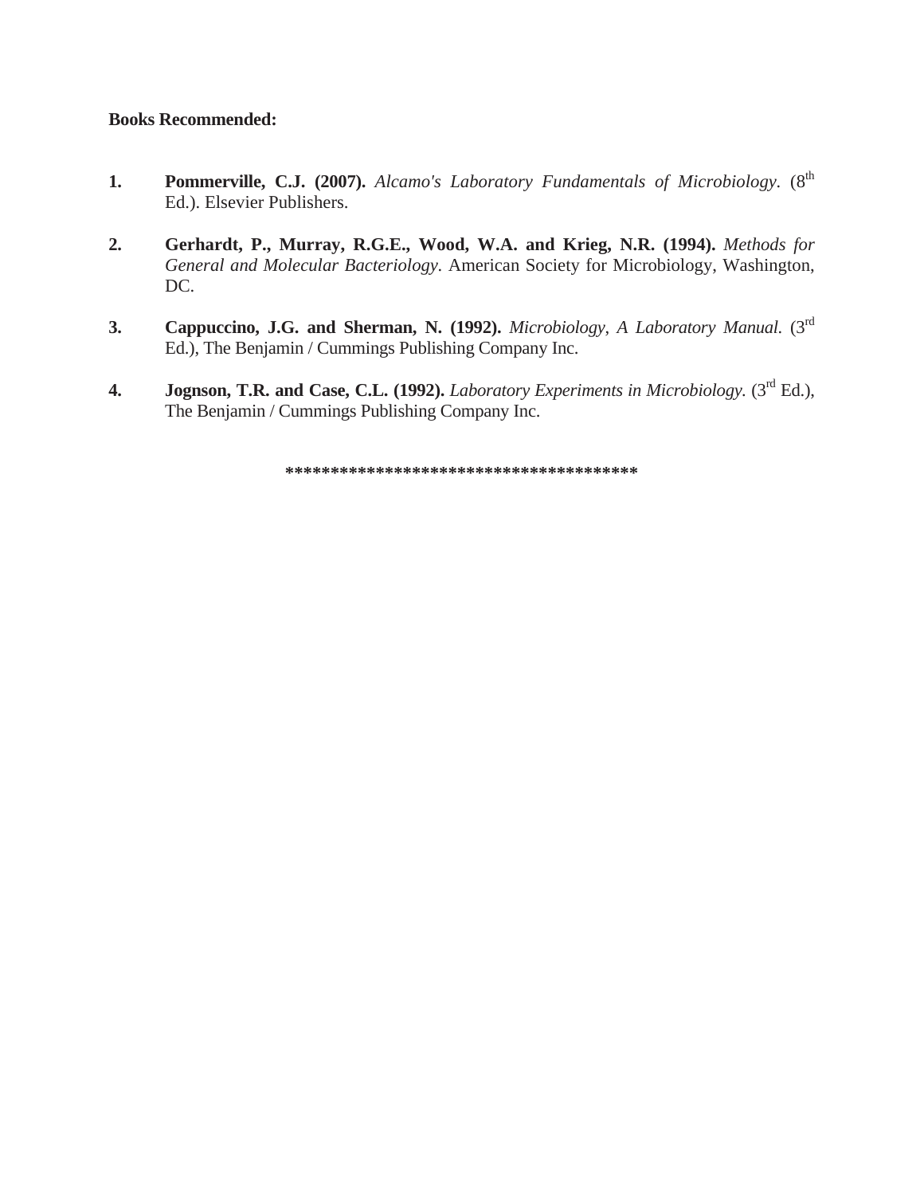**Books Recommended:**

1. **Pommerville, C.J. (2007).** *Alcamo's Laboratory Fundamentals of Microbiology*. (8th Ed.). Elsevier Publishers.

2. **Gerhardt, P., Murray, R.G.E., Wood, W.A. and Krieg, N.R. (1994).** *Methods for General and Molecular Bacteriology*. American Society for Microbiology, Washington, DC.

3. **Cappuccino, J.G. and Sherman, N. (1992).** *Microbiology*, *A Laboratory Manual.* (3rd Ed.), The Benjamin / Cummings Publishing Company Inc.

4. **Jognson, T.R. and Case, C.L. (1992).** *Laboratory Experiments in Microbiology.* (3rd Ed.), The Benjamin / Cummings Publishing Company Inc.

****************************************